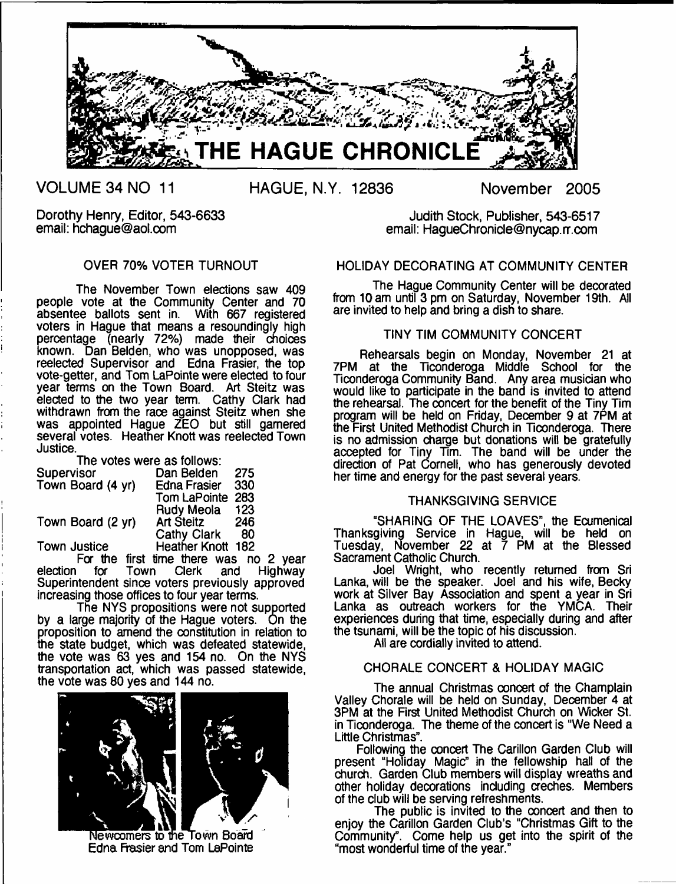# THE HAGUE CHRONICLE

VOLUME 34 NO 11 HAGUE, N.Y. 12836 November 2005

Dorothy Henry, Editor, 543-6633
email: hchague@aol.com

Judith Stock, Publisher, 543-6517
email: HagueChronicle@nycap.rr.com

## OVER 70% VOTER TURNOUT

The November Town elections saw 409 people vote at the Community Center and 70 absentee ballots sent in. With 667 registered voters in Hague that means a resoundingly high percentage (nearly 72%) made their choices known. Dan Belden, who was unopposed, was reelected Supervisor and Edna Frasier, the top vote-getter, and Tom LaPointe were elected to four year terms on the Town Board. Art Steitz was elected to the two year term. Cathy Clark had withdrawn from the race against Steitz when she was appointed Hague ZEO but still garnered several votes. Heather Knott was reelected Town Justice.

The votes were as follows:

| | | |
|---|---|---|
| Supervisor | Dan Belden | 275 |
| Town Board (4 yr) | Edna Frasier | 330 |
| | Tom LaPointe | 283 |
| | Rudy Meola | 123 |
| Town Board (2 yr) | Art Steitz | 246 |
| | Cathy Clark | 80 |
| Town Justice | Heather Knott | 182 |

For the first time there was no 2 year election for Town Clerk and Highway Superintendent since voters previously approved increasing those offices to four year terms.

The NYS propositions were not supported by a large majority of the Hague voters. On the proposition to amend the constitution in relation to the state budget, which was defeated statewide, the vote was 63 yes and 154 no. On the NYS transportation act, which was passed statewide, the vote was 80 yes and 144 no.

Newcomers to the Town Board
Edna Frasier and Tom LaPointe

## HOLIDAY DECORATING AT COMMUNITY CENTER

The Hague Community Center will be decorated from 10 am until 3 pm on Saturday, November 19th. All are invited to help and bring a dish to share.

## TINY TIM COMMUNITY CONCERT

Rehearsals begin on Monday, November 21 at 7PM at the Ticonderoga Middle School for the Ticonderoga Community Band. Any area musician who would like to participate in the band is invited to attend the rehearsal. The concert for the benefit of the Tiny Tim program will be held on Friday, December 9 at 7PM at the First United Methodist Church in Ticonderoga. There is no admission charge but donations will be gratefully accepted for Tiny Tim. The band will be under the direction of Pat Cornell, who has generously devoted her time and energy for the past several years.

## THANKSGIVING SERVICE

"SHARING OF THE LOAVES", the Ecumenical Thanksgiving Service in Hague, will be held on Tuesday, November 22 at 7 PM at the Blessed Sacrament Catholic Church.

Joel Wright, who recently returned from Sri Lanka, will be the speaker. Joel and his wife, Becky work at Silver Bay Association and spent a year in Sri Lanka as outreach workers for the YMCA. Their experiences during that time, especially during and after the tsunami, will be the topic of his discussion.

All are cordially invited to attend.

## CHORALE CONCERT & HOLIDAY MAGIC

The annual Christmas concert of the Champlain Valley Chorale will be held on Sunday, December 4 at 3PM at the First United Methodist Church on Wicker St. in Ticonderoga. The theme of the concert is "We Need a Little Christmas".

Following the concert The Carillon Garden Club will present "Holiday Magic" in the fellowship hall of the church. Garden Club members will display wreaths and other holiday decorations including creches. Members of the club will be serving refreshments.

The public is invited to the concert and then to enjoy the Carillon Garden Club's "Christmas Gift to the Community". Come help us get into the spirit of the "most wonderful time of the year."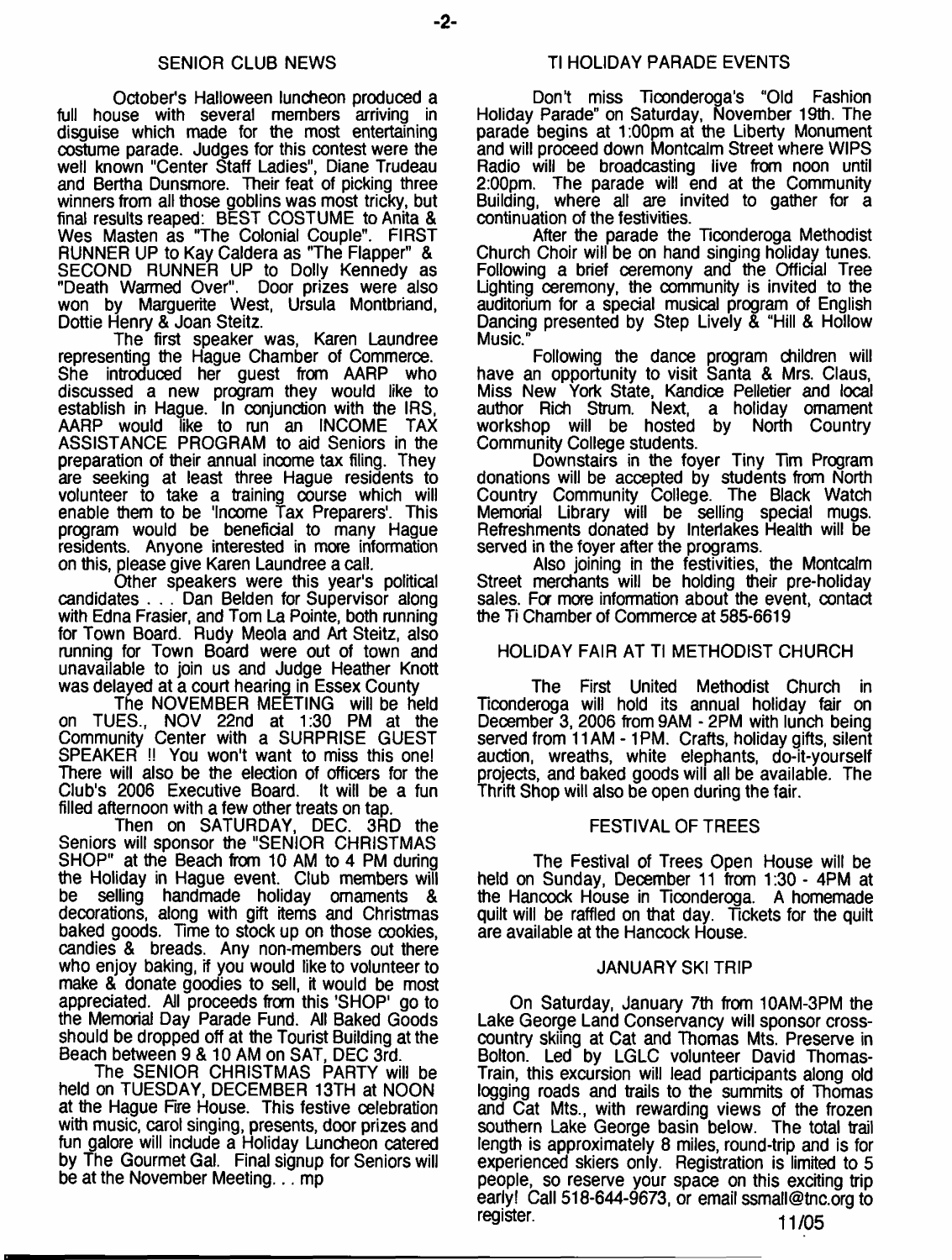## SENIOR CLUB NEWS

October's Halloween luncheon produced a full house with several members arriving in disguise which made for the most entertaining costume parade. Judges for this contest were the well known "Center Staff Ladies", Diane Trudeau and Bertha Dunsmore. Their feat of picking three winners from all those goblins was most tricky, but final results reaped: BEST COSTUME to Anita & Wes Masten as "The Colonial Couple". FIRST RUNNER UP to Kay Caldera as "The Flapper" & SECOND RUNNER UP to Dolly Kennedy as "Death Warmed Over". Door prizes were also won by Marguerite West, Ursula Montbriand, Dottie Henry & Joan Steitz.

The first speaker was, Karen Laundree representing the Hague Chamber of Commerce. She introduced her guest from AARP who discussed a new program they would like to establish in Hague. In conjunction with the IRS, AARP would like to run an INCOME TAX ASSISTANCE PROGRAM to aid Seniors in the preparation of their annual income tax filing. They are seeking at least three Hague residents to volunteer to take a training course which will enable them to be 'Income Tax Preparers'. This program would be beneficial to many Hague residents. Anyone interested in more information on this, please give Karen Laundree a call.

Other speakers were this year's political candidates . . . Dan Belden for Supervisor along with Edna Frasier, and Tom La Pointe, both running for Town Board. Rudy Meola and Art Steitz, also running for Town Board were out of town and unavailable to join us and Judge Heather Knott was delayed at a court hearing in Essex County

The NOVEMBER MEETING will be held on TUES., NOV 22nd at 1:30 PM at the Community Center with a SURPRISE GUEST SPEAKER !! You won't want to miss this one! There will also be the election of officers for the Club's 2006 Executive Board. It will be a fun filled afternoon with a few other treats on tap.

Then on SATURDAY, DEC. 3RD the Seniors will sponsor the "SENIOR CHRISTMAS SHOP" at the Beach from 10 AM to 4 PM during the Holiday in Hague event. Club members will be selling handmade holiday ornaments & decorations, along with gift items and Christmas baked goods. Time to stock up on those cookies, candies & breads. Any non-members out there who enjoy baking, if you would like to volunteer to make & donate goodies to sell, it would be most appreciated. All proceeds from this 'SHOP' go to the Memorial Day Parade Fund. All Baked Goods should be dropped off at the Tourist Building at the Beach between 9 & 10 AM on SAT, DEC 3rd.

The SENIOR CHRISTMAS PARTY will be held on TUESDAY, DECEMBER 13TH at NOON at the Hague Fire House. This festive celebration with music, carol singing, presents, door prizes and fun galore will include a Holiday Luncheon catered by The Gourmet Gal. Final signup for Seniors will be at the November Meeting. . . mp

## TI HOLIDAY PARADE EVENTS

Don't miss Ticonderoga's "Old Fashion Holiday Parade" on Saturday, November 19th. The parade begins at 1:00pm at the Liberty Monument and will proceed down Montcalm Street where WIPS Radio will be broadcasting live from noon until 2:00pm. The parade will end at the Community Building, where all are invited to gather for a continuation of the festivities.

After the parade the Ticonderoga Methodist Church Choir will be on hand singing holiday tunes. Following a brief ceremony and the Official Tree Lighting ceremony, the community is invited to the auditorium for a special musical program of English Dancing presented by Step Lively & "Hill & Hollow Music."

Following the dance program children will have an opportunity to visit Santa & Mrs. Claus, Miss New York State, Kandice Pelletier and local author Rich Strum. Next, a holiday ornament workshop will be hosted by North Country Community College students.

Downstairs in the foyer Tiny Tim Program donations will be accepted by students from North Country Community College. The Black Watch Memorial Library will be selling special mugs. Refreshments donated by Interlakes Health will be served in the foyer after the programs.

Also joining in the festivities, the Montcalm Street merchants will be holding their pre-holiday sales. For more information about the event, contact the Ti Chamber of Commerce at 585-6619

## HOLIDAY FAIR AT TI METHODIST CHURCH

The First United Methodist Church in Ticonderoga will hold its annual holiday fair on December 3, 2006 from 9AM - 2PM with lunch being served from 11AM - 1PM. Crafts, holiday gifts, silent auction, wreaths, white elephants, do-it-yourself projects, and baked goods will all be available. The Thrift Shop will also be open during the fair.

## FESTIVAL OF TREES

The Festival of Trees Open House will be held on Sunday, December 11 from 1:30 - 4PM at the Hancock House in Ticonderoga. A homemade quilt will be raffled on that day. Tickets for the quilt are available at the Hancock House.

## JANUARY SKI TRIP

On Saturday, January 7th from 10AM-3PM the Lake George Land Conservancy will sponsor cross-country skiing at Cat and Thomas Mts. Preserve in Bolton. Led by LGLC volunteer David Thomas-Train, this excursion will lead participants along old logging roads and trails to the summits of Thomas and Cat Mts., with rewarding views of the frozen southern Lake George basin below. The total trail length is approximately 8 miles, round-trip and is for experienced skiers only. Registration is limited to 5 people, so reserve your space on this exciting trip early! Call 518-644-9673, or email ssmall@tnc.org to register.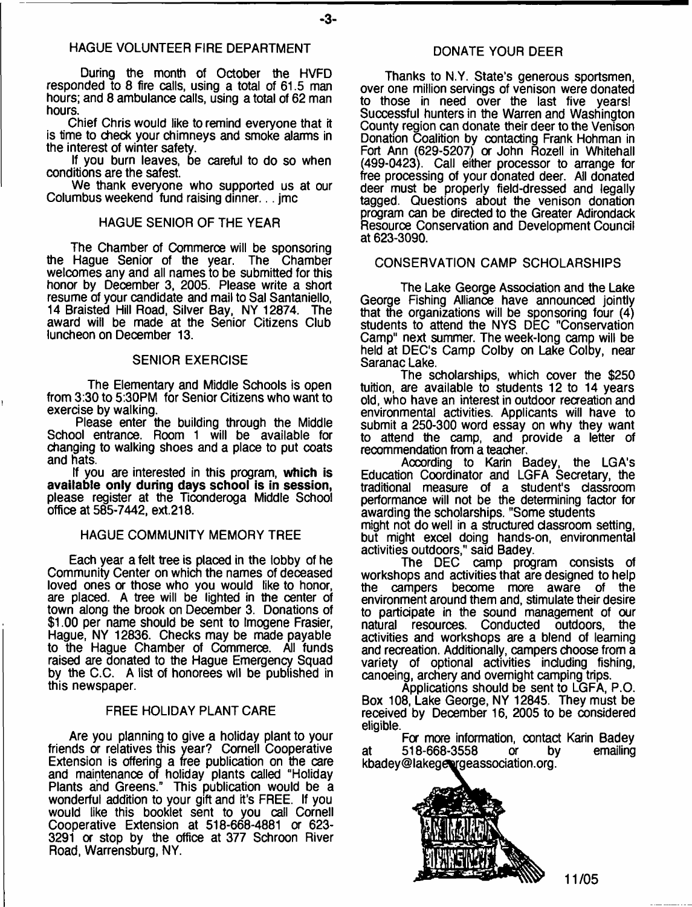## HAGUE VOLUNTEER FIRE DEPARTMENT

During the month of October the HVFD responded to 8 fire calls, using a total of 61.5 man hours; and 8 ambulance calls, using a total of 62 man hours.

Chief Chris would like to remind everyone that it is time to check your chimneys and smoke alarms in the interest of winter safety.

If you burn leaves, be careful to do so when conditions are the safest.

We thank everyone who supported us at our Columbus weekend fund raising dinner. . . jmc

## HAGUE SENIOR OF THE YEAR

The Chamber of Commerce will be sponsoring the Hague Senior of the year. The Chamber welcomes any and all names to be submitted for this honor by December 3, 2005. Please write a short resume of your candidate and mail to Sal Santaniello, 14 Braisted Hill Road, Silver Bay, NY 12874. The award will be made at the Senior Citizens Club luncheon on December 13.

## SENIOR EXERCISE

The Elementary and Middle Schools is open from 3:30 to 5:30PM for Senior Citizens who want to exercise by walking.

Please enter the building through the Middle School entrance. Room 1 will be available for changing to walking shoes and a place to put coats and hats.

If you are interested in this program, **which is available only during days school is in session,** please register at the Ticonderoga Middle School office at 585-7442, ext.218.

## HAGUE COMMUNITY MEMORY TREE

Each year a felt tree is placed in the lobby of he Community Center on which the names of deceased loved ones or those who you would like to honor, are placed. A tree will be lighted in the center of town along the brook on December 3. Donations of $1.00 per name should be sent to Imogene Frasier, Hague, NY 12836. Checks may be made payable to the Hague Chamber of Commerce. All funds raised are donated to the Hague Emergency Squad by the C.C. A list of honorees wil be published in this newspaper.

## FREE HOLIDAY PLANT CARE

Are you planning to give a holiday plant to your friends or relatives this year? Cornell Cooperative Extension is offering a free publication on the care and maintenance of holiday plants called "Holiday Plants and Greens." This publication would be a wonderful addition to your gift and it's FREE. If you would like this booklet sent to you call Cornell Cooperative Extension at 518-668-4881 or 623-3291 or stop by the office at 377 Schroon River Road, Warrensburg, NY.

## DONATE YOUR DEER

Thanks to N.Y. State's generous sportsmen, over one million servings of venison were donated to those in need over the last five years! Successful hunters in the Warren and Washington County region can donate their deer to the Venison Donation Coalition by contacting Frank Hohman in Fort Ann (629-5207) or John Rozell in Whitehall (499-0423). Call either processor to arrange for free processing of your donated deer. All donated deer must be properly field-dressed and legally tagged. Questions about the venison donation program can be directed to the Greater Adirondack Resource Conservation and Development Council at 623-3090.

## CONSERVATION CAMP SCHOLARSHIPS

The Lake George Association and the Lake George Fishing Alliance have announced jointly that the organizations will be sponsoring four (4) students to attend the NYS DEC "Conservation Camp" next summer. The week-long camp will be held at DEC's Camp Colby on Lake Colby, near Saranac Lake.

The scholarships, which cover the $250 tuition, are available to students 12 to 14 years old, who have an interest in outdoor recreation and environmental activities. Applicants will have to submit a 250-300 word essay on why they want to attend the camp, and provide a letter of recommendation from a teacher.

According to Karin Badey, the LGA's Education Coordinator and LGFA Secretary, the traditional measure of a student's classroom performance will not be the determining factor for awarding the scholarships. "Some students might not do well in a structured classroom setting, but might excel doing hands-on, environmental activities outdoors," said Badey.

The DEC camp program consists of workshops and activities that are designed to help the campers become more aware of the environment around them and, stimulate their desire to participate in the sound management of our natural resources. Conducted outdoors, the activities and workshops are a blend of learning and recreation. Additionally, campers choose from a variety of optional activities including fishing, canoeing, archery and overnight camping trips.

Applications should be sent to LGFA, P.O. Box 108, Lake George, NY 12845. They must be received by December 16, 2005 to be considered eligible.

For more information, contact Karin Badey at 518-668-3558 or by emailing kbadey@lakegeorgeassociation.org.

11/05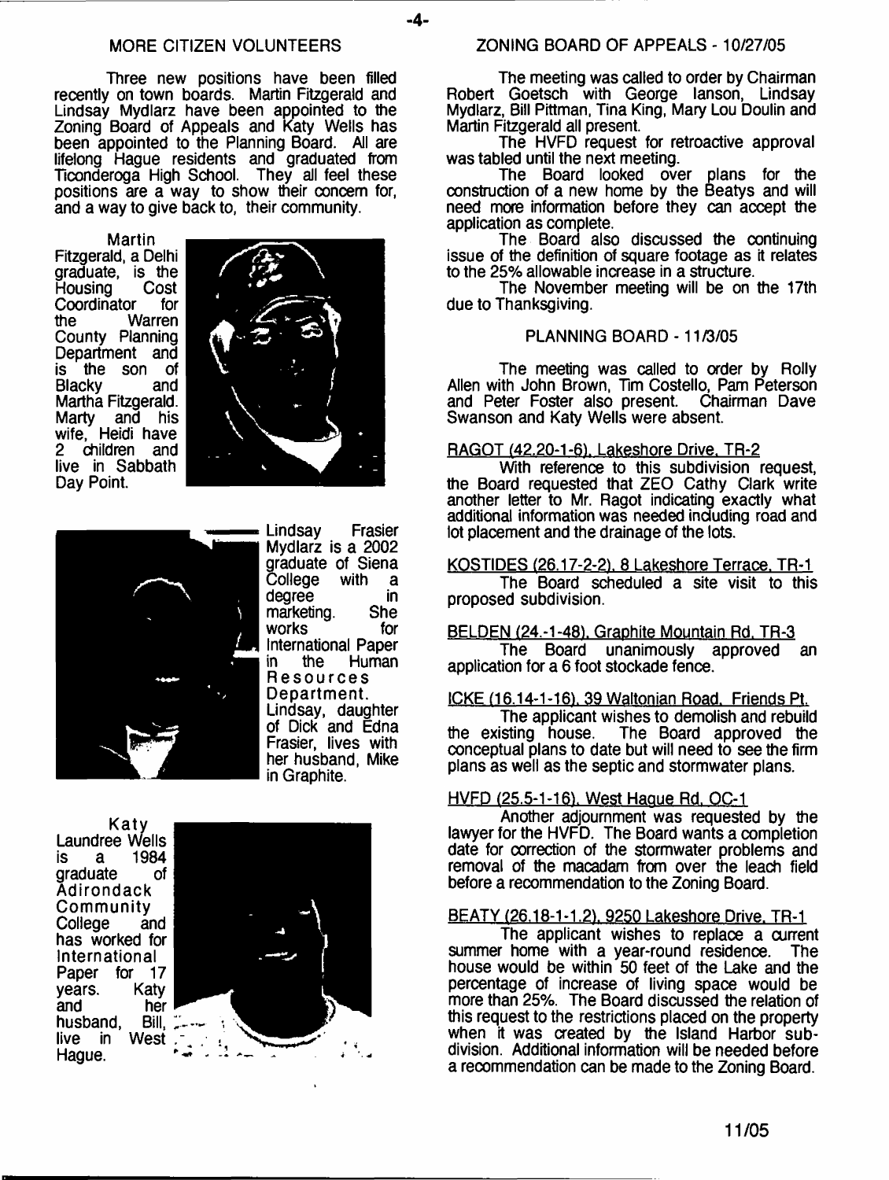## MORE CITIZEN VOLUNTEERS

Three new positions have been filled recently on town boards. Martin Fitzgerald and Lindsay Mydlarz have been appointed to the Zoning Board of Appeals and Katy Wells has been appointed to the Planning Board. All are lifelong Hague residents and graduated from Ticonderoga High School. They all feel these positions are a way to show their concern for, and a way to give back to, their community.

Martin Fitzgerald, a Delhi graduate, is the Housing Cost Coordinator for the Warren County Planning Department and is the son of Blacky and Martha Fitzgerald. Marty and his wife, Heidi have 2 children and live in Sabbath Day Point.

Lindsay Frasier Mydlarz is a 2002 graduate of Siena College with a degree in marketing. She works for International Paper in the Human Resources Department. Lindsay, daughter of Dick and Edna Frasier, lives with her husband, Mike in Graphite.

Katy Laundree Wells is a 1984 graduate of Adirondack Community College and has worked for International Paper for 17 years. Katy and her husband, Bill, live in West Hague.

## ZONING BOARD OF APPEALS - 10/27/05

The meeting was called to order by Chairman Robert Goetsch with George Ianson, Lindsay Mydlarz, Bill Pittman, Tina King, Mary Lou Doulin and Martin Fitzgerald all present.

The HVFD request for retroactive approval was tabled until the next meeting.

The Board looked over plans for the construction of a new home by the Beatys and will need more information before they can accept the application as complete.

The Board also discussed the continuing issue of the definition of square footage as it relates to the 25% allowable increase in a structure.

The November meeting will be on the 17th due to Thanksgiving.

## PLANNING BOARD - 11/3/05

The meeting was called to order by Rolly Allen with John Brown, Tim Costello, Pam Peterson and Peter Foster also present. Chairman Dave Swanson and Katy Wells were absent.

RAGOT (42.20-1-6), Lakeshore Drive, TR-2

With reference to this subdivision request, the Board requested that ZEO Cathy Clark write another letter to Mr. Ragot indicating exactly what additional information was needed including road and lot placement and the drainage of the lots.

KOSTIDES (26.17-2-2), 8 Lakeshore Terrace, TR-1

The Board scheduled a site visit to this proposed subdivision.

BELDEN (24.-1-48), Graphite Mountain Rd, TR-3

The Board unanimously approved an application for a 6 foot stockade fence.

ICKE (16.14-1-16), 39 Waltonian Road, Friends Pt.

The applicant wishes to demolish and rebuild the existing house. The Board approved the conceptual plans to date but will need to see the firm plans as well as the septic and stormwater plans.

HVFD (25.5-1-16), West Hague Rd, OC-1

Another adjournment was requested by the lawyer for the HVFD. The Board wants a completion date for correction of the stormwater problems and removal of the macadam from over the leach field before a recommendation to the Zoning Board.

BEATY (26.18-1-1.2), 9250 Lakeshore Drive, TR-1

The applicant wishes to replace a current summer home with a year-round residence. The house would be within 50 feet of the Lake and the percentage of increase of living space would be more than 25%. The Board discussed the relation of this request to the restrictions placed on the property when it was created by the Island Harbor subdivision. Additional information will be needed before a recommendation can be made to the Zoning Board.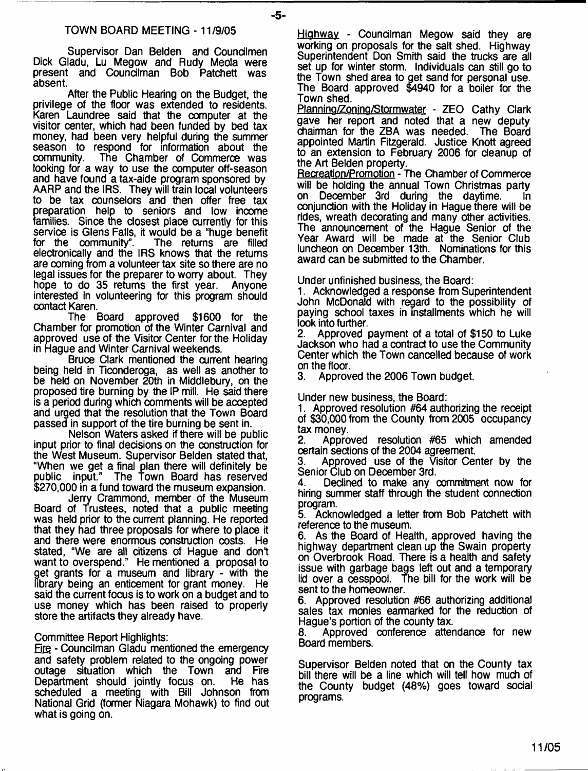## TOWN BOARD MEETING - 11/9/05

Supervisor Dan Belden and Councilmen Dick Gladu, Lu Megow and Rudy Meola were present and Councilman Bob Patchett was absent.

After the Public Hearing on the Budget, the privilege of the floor was extended to residents. Karen Laundree said that the computer at the visitor center, which had been funded by bed tax money, had been very helpful during the summer season to respond for information about the community. The Chamber of Commerce was looking for a way to use the computer off-season and have found a tax-aide program sponsored by AARP and the IRS. They will train local volunteers to be tax counselors and then offer free tax preparation help to seniors and low income families. Since the closest place currently for this service is Glens Falls, it would be a "huge benefit for the community". The returns are filled electronically and the IRS knows that the returns are coming from a volunteer tax site so there are no legal issues for the preparer to worry about. They hope to do 35 returns the first year. Anyone interested in volunteering for this program should contact Karen.

The Board approved $1600 for the Chamber for promotion of the Winter Carnival and approved use of the Visitor Center for the Holiday in Hague and Winter Carnival weekends.

Bruce Clark mentioned the current hearing being held in Ticonderoga, as well as another to be held on November 20th in Middlebury, on the proposed tire burning by the IP mill. He said there is a period during which comments will be accepted and urged that the resolution that the Town Board passed in support of the tire burning be sent in.

Nelson Waters asked if there will be public input prior to final decisions on the construction for the West Museum. Supervisor Belden stated that, "When we get a final plan there will definitely be public input." The Town Board has reserved $270,000 in a fund toward the museum expansion.

Jerry Crammond, member of the Museum Board of Trustees, noted that a public meeting was held prior to the current planning. He reported that they had three proposals for where to place it and there were enormous construction costs. He stated, "We are all citizens of Hague and don't want to overspend." He mentioned a proposal to get grants for a museum and library - with the library being an enticement for grant money. He said the current focus is to work on a budget and to use money which has been raised to properly store the artifacts they already have.

Committee Report Highlights:

Fire - Councilman Gladu mentioned the emergency and safety problem related to the ongoing power outage situation which the Town and Fire Department should jointly focus on. He has scheduled a meeting with Bill Johnson from National Grid (former Niagara Mohawk) to find out what is going on.

Highway - Councilman Megow said they are working on proposals for the salt shed. Highway Superintendent Don Smith said the trucks are all set up for winter storm. Individuals can still go to the Town shed area to get sand for personal use. The Board approved $4940 for a boiler for the Town shed.

Planning/Zoning/Stormwater - ZEO Cathy Clark gave her report and noted that a new deputy chairman for the ZBA was needed. The Board appointed Martin Fitzgerald. Justice Knott agreed to an extension to February 2006 for cleanup of the Art Belden property.

Recreation/Promotion - The Chamber of Commerce will be holding the annual Town Christmas party on December 3rd during the daytime. In conjunction with the Holiday in Hague there will be rides, wreath decorating and many other activities. The announcement of the Hague Senior of the Year Award will be made at the Senior Club luncheon on December 13th. Nominations for this award can be submitted to the Chamber.

Under unfinished business, the Board:

1. Acknowledged a response from Superintendent John McDonald with regard to the possibility of paying school taxes in installments which he will look into further.
2. Approved payment of a total of $150 to Luke Jackson who had a contract to use the Community Center which the Town cancelled because of work on the floor.
3. Approved the 2006 Town budget.

Under new business, the Board:

1. Approved resolution #64 authorizing the receipt of $30,000 from the County from 2005 occupancy tax money.
2. Approved resolution #65 which amended certain sections of the 2004 agreement.
3. Approved use of the Visitor Center by the Senior Club on December 3rd.
4. Declined to make any commitment now for hiring summer staff through the student connection program.
5. Acknowledged a letter from Bob Patchett with reference to the museum.
6. As the Board of Health, approved having the highway department clean up the Swain property on Overbrook Road. There is a health and safety issue with garbage bags left out and a temporary lid over a cesspool. The bill for the work will be sent to the homeowner.
6. Approved resolution #66 authorizing additional sales tax monies earmarked for the reduction of Hague's portion of the county tax.
8. Approved conference attendance for new Board members.

Supervisor Belden noted that on the County tax bill there will be a line which will tell how much of the County budget (48%) goes toward social programs.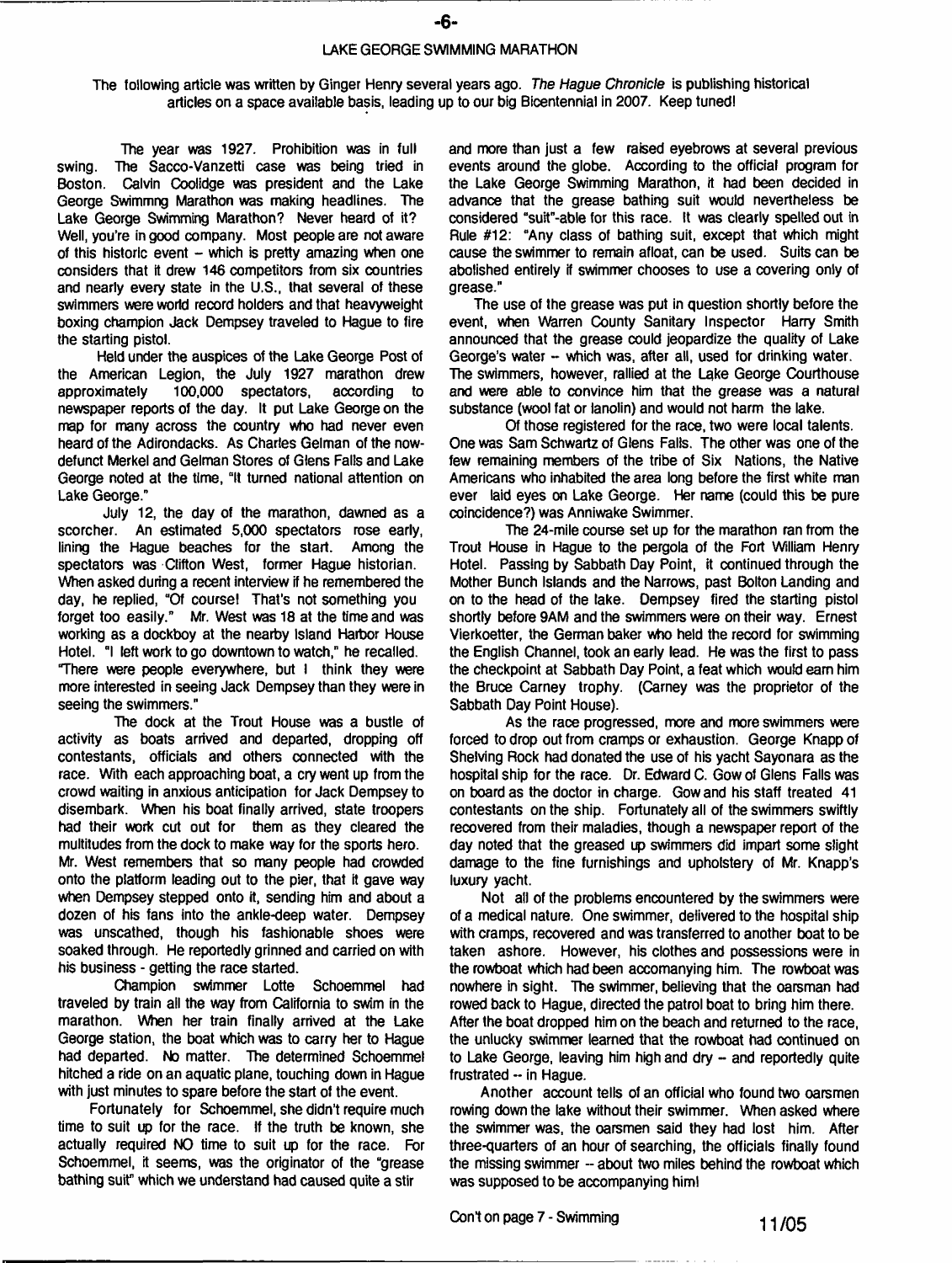## LAKE GEORGE SWIMMING MARATHON

The following article was written by Ginger Henry several years ago. *The Hague Chronicle* is publishing historical articles on a space available basis, leading up to our big Bicentennial in 2007. Keep tuned!

The year was 1927. Prohibition was in full swing. The Sacco-Vanzetti case was being tried in Boston. Calvin Coolidge was president and the Lake George Swimmng Marathon was making headlines. The Lake George Swimming Marathon? Never heard of it? Well, you're in good company. Most people are not aware of this historic event -- which is pretty amazing when one considers that it drew 146 competitors from six countries and nearly every state in the U.S., that several of these swimmers were world record holders and that heavyweight boxing champion Jack Dempsey traveled to Hague to fire the starting pistol.

Held under the auspices of the Lake George Post of the American Legion, the July 1927 marathon drew approximately 100,000 spectators, according to newspaper reports of the day. It put Lake George on the map for many across the country who had never even heard of the Adirondacks. As Charles Gelman of the now-defunct Merkel and Gelman Stores of Glens Falls and Lake George noted at the time, "It turned national attention on Lake George."

July 12, the day of the marathon, dawned as a scorcher. An estimated 5,000 spectators rose early, lining the Hague beaches for the start. Among the spectators was Clifton West, former Hague historian. When asked during a recent interview if he remembered the day, he replied, "Of course! That's not something you forget too easily." Mr. West was 18 at the time and was working as a dockboy at the nearby Island Harbor House Hotel. "I left work to go downtown to watch," he recalled. "There were people everywhere, but I think they were more interested in seeing Jack Dempsey than they were in seeing the swimmers."

The dock at the Trout House was a bustle of activity as boats arrived and departed, dropping off contestants, officials and others connected with the race. With each approaching boat, a cry went up from the crowd waiting in anxious anticipation for Jack Dempsey to disembark. When his boat finally arrived, state troopers had their work cut out for them as they cleared the multitudes from the dock to make way for the sports hero. Mr. West remembers that so many people had crowded onto the platform leading out to the pier, that it gave way when Dempsey stepped onto it, sending him and about a dozen of his fans into the ankle-deep water. Dempsey was unscathed, though his fashionable shoes were soaked through. He reportedly grinned and carried on with his business - getting the race started.

Champion swimmer Lotte Schoemmel had traveled by train all the way from California to swim in the marathon. When her train finally arrived at the Lake George station, the boat which was to carry her to Hague had departed. No matter. The determined Schoemmel hitched a ride on an aquatic plane, touching down in Hague with just minutes to spare before the start of the event.

Fortunately for Schoemmel, she didn't require much time to suit up for the race. If the truth be known, she actually required NO time to suit up for the race. For Schoemmel, it seems, was the originator of the "grease bathing suit" which we understand had caused quite a stir and more than just a few raised eyebrows at several previous events around the globe. According to the official program for the Lake George Swimming Marathon, it had been decided in advance that the grease bathing suit would nevertheless be considered "suit"-able for this race. It was clearly spelled out in Rule #12: "Any class of bathing suit, except that which might cause the swimmer to remain afloat, can be used. Suits can be abolished entirely if swimmer chooses to use a covering only of grease."

The use of the grease was put in question shortly before the event, when Warren County Sanitary Inspector Harry Smith announced that the grease could jeopardize the quality of Lake George's water -- which was, after all, used for drinking water. The swimmers, however, rallied at the Lake George Courthouse and were able to convince him that the grease was a natural substance (wool fat or lanolin) and would not harm the lake.

Of those registered for the race, two were local talents. One was Sam Schwartz of Glens Falls. The other was one of the few remaining members of the tribe of Six Nations, the Native Americans who inhabited the area long before the first white man ever laid eyes on Lake George. Her name (could this be pure coincidence?) was Anniwake Swimmer.

The 24-mile course set up for the marathon ran from the Trout House in Hague to the pergola of the Fort William Henry Hotel. Passing by Sabbath Day Point, it continued through the Mother Bunch Islands and the Narrows, past Bolton Landing and on to the head of the lake. Dempsey fired the starting pistol shortly before 9AM and the swimmers were on their way. Ernest Vierkoetter, the German baker who held the record for swimming the English Channel, took an early lead. He was the first to pass the checkpoint at Sabbath Day Point, a feat which would earn him the Bruce Carney trophy. (Carney was the proprietor of the Sabbath Day Point House).

As the race progressed, more and more swimmers were forced to drop out from cramps or exhaustion. George Knapp of Shelving Rock had donated the use of his yacht Sayonara as the hospital ship for the race. Dr. Edward C. Gow of Glens Falls was on board as the doctor in charge. Gow and his staff treated 41 contestants on the ship. Fortunately all of the swimmers swiftly recovered from their maladies, though a newspaper report of the day noted that the greased up swimmers did impart some slight damage to the fine furnishings and upholstery of Mr. Knapp's luxury yacht.

Not all of the problems encountered by the swimmers were of a medical nature. One swimmer, delivered to the hospital ship with cramps, recovered and was transferred to another boat to be taken ashore. However, his clothes and possessions were in the rowboat which had been accompanying him. The rowboat was nowhere in sight. The swimmer, believing that the oarsman had rowed back to Hague, directed the patrol boat to bring him there. After the boat dropped him on the beach and returned to the race, the unlucky swimmer learned that the rowboat had continued on to Lake George, leaving him high and dry -- and reportedly quite frustrated -- in Hague.

Another account tells of an official who found two oarsmen rowing down the lake without their swimmer. When asked where the swimmer was, the oarsmen said they had lost him. After three-quarters of an hour of searching, the officials finally found the missing swimmer -- about two miles behind the rowboat which was supposed to be accompanying him!

Con't on page 7 - Swimming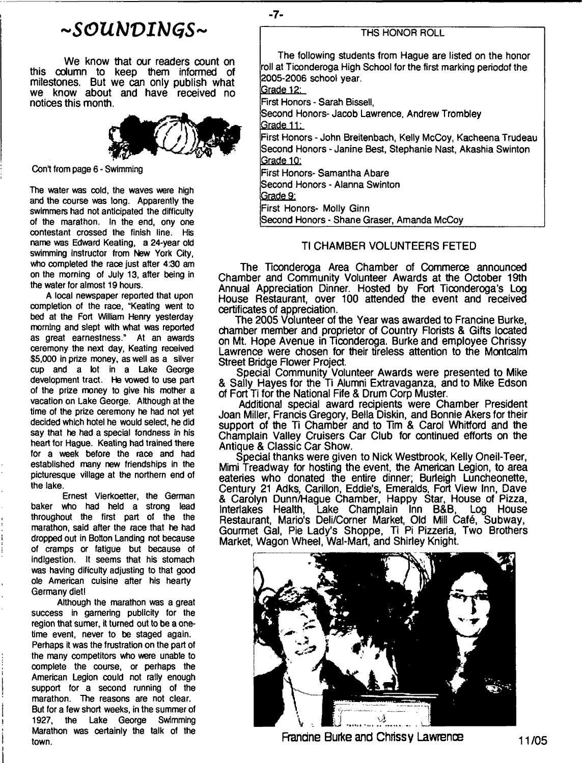# ~SOUNDINGS~

We know that our readers count on this column to keep them informed of milestones. But we can only publish what we know about and have received no notices this month.

Con't from page 6 - Swimming

The water was cold, the waves were high and the course was long. Apparently the swimmers had not anticipated the difficulty of the marathon. In the end, ony one contestant crossed the finish line. His name was Edward Keating, a 24-year old swimming instructor from New York City, who completed the race just after 4:30 am on the morning of July 13, after being in the water for almost 19 hours.

A local newspaper reported that upon completion of the race, "Keating went to bed at the Fort William Henry yesterday morning and slept with what was reported as great earnestness." At an awards ceremony the next day, Keating received $5,000 in prize money, as well as a silver cup and a lot in a Lake George development tract. He vowed to use part of the prize money to give his mother a vacation on Lake George. Although at the time of the prize ceremony he had not yet decided which hotel he would select, he did say that he had a special fondness in his heart for Hague. Keating had trained there for a week before the race and had established many new friendships in the picturesque village at the northern end of the lake.

Ernest Vierkoetter, the German baker who had held a strong lead throughout the first part of the the marathon, said after the race that he had dropped out in Bolton Landing not because of cramps or fatigue but because of indigestion. It seems that his stomach was having dificulty adjusting to that good ole American cuisine after his hearty Germany diet!

Although the marathon was a great success in garnering publicity for the region that sumer, it turned out to be a one-time event, never to be staged again. Perhaps it was the frustration on the part of the many competitors who were unable to complete the course, or perhaps the American Legion could not rally enough support for a second running of the marathon. The reasons are not clear. But for a few short weeks, in the summer of 1927, the Lake George Swimming Marathon was certainly the talk of the town.

## THS HONOR ROLL

The following students from Hague are listed on the honor roll at Ticonderoga High School for the first marking periodof the 2005-2006 school year.

Grade 12:
First Honors - Sarah Bissell,
Second Honors- Jacob Lawrence, Andrew Trombley

Grade 11:
First Honors - John Breitenbach, Kelly McCoy, Kacheena Trudeau
Second Honors - Janine Best, Stephanie Nast, Akashia Swinton

Grade 10:
First Honors- Samantha Abare
Second Honors - Alanna Swinton

Grade 9:
First Honors- Molly Ginn
Second Honors - Shane Graser, Amanda McCoy

## TI CHAMBER VOLUNTEERS FETED

The Ticonderoga Area Chamber of Commerce announced Chamber and Community Volunteer Awards at the October 19th Annual Appreciation Dinner. Hosted by Fort Ticonderoga's Log House Restaurant, over 100 attended the event and received certificates of appreciation.

The 2005 Volunteer of the Year was awarded to Francine Burke, chamber member and proprietor of Country Florists & Gifts located on Mt. Hope Avenue in Ticonderoga. Burke and employee Chrissy Lawrence were chosen for their tireless attention to the Montcalm Street Bridge Flower Project.

Special Community Volunteer Awards were presented to Mike & Sally Hayes for the Ti Alumni Extravaganza, and to Mike Edson of Fort Ti for the National Fife & Drum Corp Muster.

Additional special award recipients were Chamber President Joan Miller, Francis Gregory, Bella Diskin, and Bonnie Akers for their support of the Ti Chamber and to Tim & Carol Whitford and the Champlain Valley Cruisers Car Club for continued efforts on the Antique & Classic Car Show.

Special thanks were given to Nick Westbrook, Kelly Oneil-Teer, Mimi Treadway for hosting the event, the American Legion, to area eateries who donated the entire dinner; Burleigh Luncheonette, Century 21 Adks, Carillon, Eddie's, Emeralds, Fort View Inn, Dave & Carolyn Dunn/Hague Chamber, Happy Star, House of Pizza, Interlakes Health, Lake Champlain Inn B&B, Log House Restaurant, Mario's Deli/Corner Market, Old Mill Café, Subway, Gourmet Gal, Pie Lady's Shoppe, Ti Pi Pizzeria, Two Brothers Market, Wagon Wheel, Wal-Mart, and Shirley Knight.

Francine Burke and Chrissy Lawrence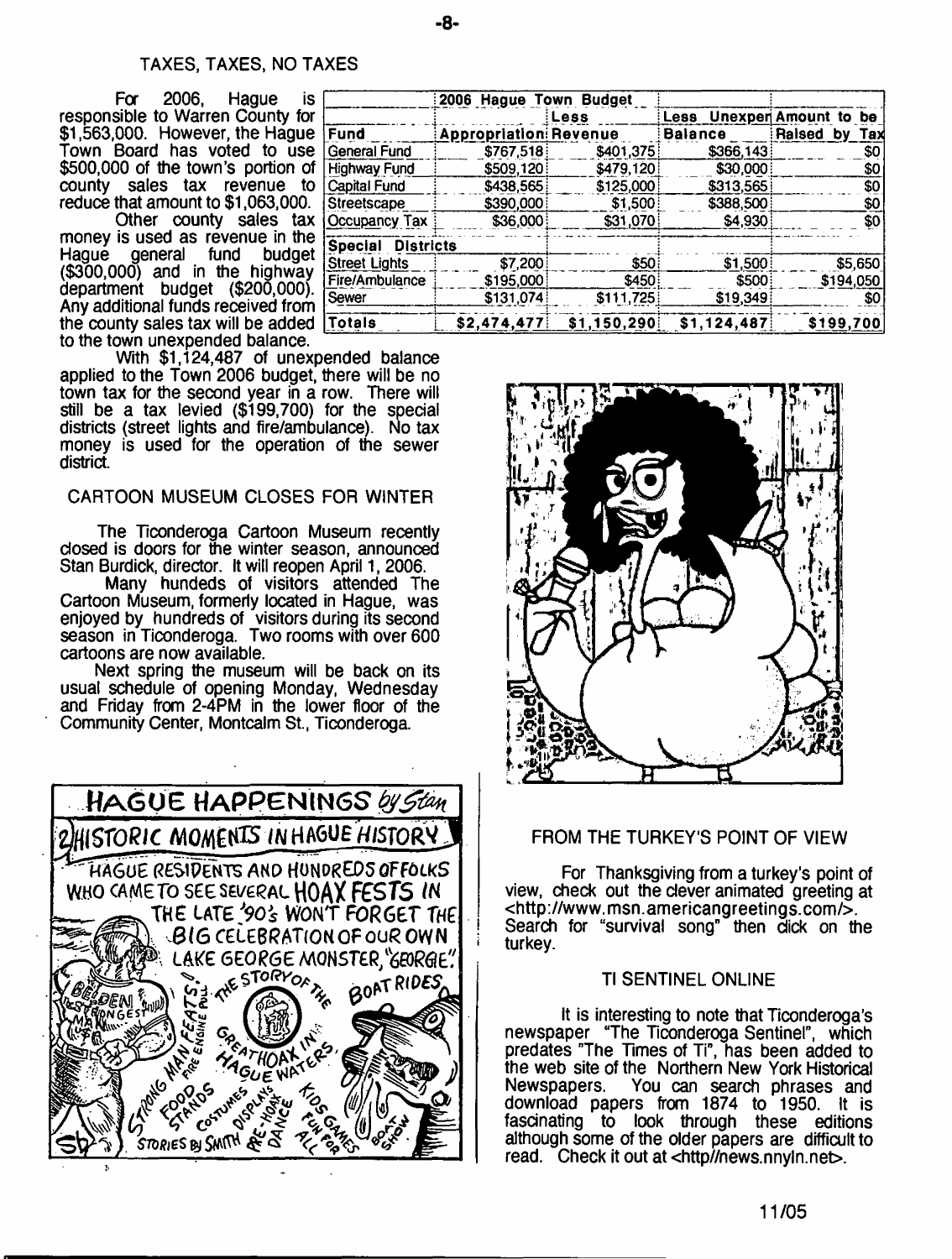## TAXES, TAXES, NO TAXES

For 2006, Hague is responsible to Warren County for $1,563,000. However, the Hague Town Board has voted to use $500,000 of the town's portion of county sales tax revenue to reduce that amount to $1,063,000.

Other county sales tax money is used as revenue in the Hague general fund budget ($300,000) and in the highway department budget ($200,000). Any additional funds received from the county sales tax will be added to the town unexpended balance.

| | 2006 Hague Town Budget | | | |
|---|---|---|---|---|
| | | Less | Less Unexpended | Amount to be |
| Fund | Appropriation | Revenue | Balance | Raised by Tax |
| General Fund | $767,518 | $401,375 | $366,143 | $0 |
| Highway Fund | $509,120 | $479,120 | $30,000 | $0 |
| Capital Fund | $438,565 | $125,000 | $313,565 | $0 |
| Streetscape | $390,000 | $1,500 | $388,500 | $0 |
| Occupancy Tax | $36,000 | $31,070 | $4,930 | $0 |
| Special Districts | | | | |
| Street Lights | $7,200 | $50 | $1,500 | $5,650 |
| Fire/Ambulance | $195,000 | $450 | $500 | $194,050 |
| Sewer | $131,074 | $111,725 | $19,349 | $0 |
| Totals | $2,474,477 | $1,150,290 | $1,124,487 | $199,700 |

With $1,124,487 of unexpended balance applied to the Town 2006 budget, there will be no town tax for the second year in a row. There will still be a tax levied ($199,700) for the special districts (street lights and fire/ambulance). No tax money is used for the operation of the sewer district.

## CARTOON MUSEUM CLOSES FOR WINTER

The Ticonderoga Cartoon Museum recently closed is doors for the winter season, announced Stan Burdick, director. It will reopen April 1, 2006.

Many hundeds of visitors attended The Cartoon Museum, formerly located in Hague, was enjoyed by hundreds of visitors during its second season in Ticonderoga. Two rooms with over 600 cartoons are now available.

Next spring the museum will be back on its usual schedule of opening Monday, Wednesday and Friday from 2-4PM in the lower floor of the Community Center, Montcalm St., Ticonderoga.

## FROM THE TURKEY'S POINT OF VIEW

For Thanksgiving from a turkey's point of view, check out the clever animated greeting at <http://www.msn.americangreetings.com/>. Search for "survival song" then click on the turkey.

## TI SENTINEL ONLINE

It is interesting to note that Ticonderoga's newspaper "The Ticonderoga Sentinel", which predates "The Times of Ti", has been added to the web site of the Northern New York Historical Newspapers. You can search phrases and download papers from 1874 to 1950. It is fascinating to look through these editions although some of the older papers are difficult to read. Check it out at <http//news.nnyln.net>.

11/05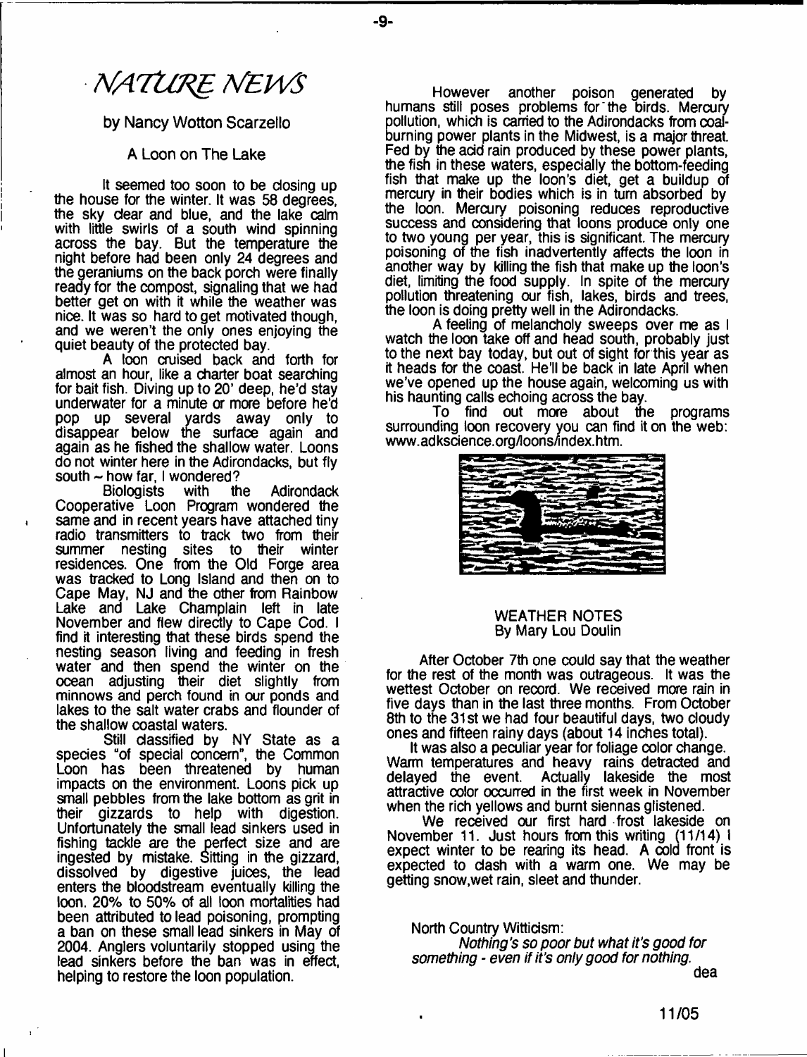# NATURE NEWS

by Nancy Wotton Scarzello

## A Loon on The Lake

It seemed too soon to be closing up the house for the winter. It was 58 degrees, the sky clear and blue, and the lake calm with little swirls of a south wind spinning across the bay. But the temperature the night before had been only 24 degrees and the geraniums on the back porch were finally ready for the compost, signaling that we had better get on with it while the weather was nice. It was so hard to get motivated though, and we weren't the only ones enjoying the quiet beauty of the protected bay.

A loon cruised back and forth for almost an hour, like a charter boat searching for bait fish. Diving up to 20' deep, he'd stay underwater for a minute or more before he'd pop up several yards away only to disappear below the surface again and again as he fished the shallow water. Loons do not winter here in the Adirondacks, but fly south ~ how far, I wondered?

Biologists with the Adirondack Cooperative Loon Program wondered the same and in recent years have attached tiny radio transmitters to track two from their summer nesting sites to their winter residences. One from the Old Forge area was tracked to Long Island and then on to Cape May, NJ and the other from Rainbow Lake and Lake Champlain left in late November and flew directly to Cape Cod. I find it interesting that these birds spend the nesting season living and feeding in fresh water and then spend the winter on the ocean adjusting their diet slightly from minnows and perch found in our ponds and lakes to the salt water crabs and flounder of the shallow coastal waters.

Still classified by NY State as a species "of special concern", the Common Loon has been threatened by human impacts on the environment. Loons pick up small pebbles from the lake bottom as grit in their gizzards to help with digestion. Unfortunately the small lead sinkers used in fishing tackle are the perfect size and are ingested by mistake. Sitting in the gizzard, dissolved by digestive juices, the lead enters the bloodstream eventually killing the loon. 20% to 50% of all loon mortalities had been attributed to lead poisoning, prompting a ban on these small lead sinkers in May of 2004. Anglers voluntarily stopped using the lead sinkers before the ban was in effect, helping to restore the loon population.

However another poison generated by humans still poses problems for the birds. Mercury pollution, which is carried to the Adirondacks from coal-burning power plants in the Midwest, is a major threat. Fed by the acid rain produced by these power plants, the fish in these waters, especially the bottom-feeding fish that make up the loon's diet, get a buildup of mercury in their bodies which is in turn absorbed by the loon. Mercury poisoning reduces reproductive success and considering that loons produce only one to two young per year, this is significant. The mercury poisoning of the fish inadvertently affects the loon in another way by killing the fish that make up the loon's diet, limiting the food supply. In spite of the mercury pollution threatening our fish, lakes, birds and trees, the loon is doing pretty well in the Adirondacks.

A feeling of melancholy sweeps over me as I watch the loon take off and head south, probably just to the next bay today, but out of sight for this year as it heads for the coast. He'll be back in late April when we've opened up the house again, welcoming us with his haunting calls echoing across the bay.

To find out more about the programs surrounding loon recovery you can find it on the web: www.adkscience.org/loons/index.htm.

## WEATHER NOTES
By Mary Lou Doulin

After October 7th one could say that the weather for the rest of the month was outrageous. It was the wettest October on record. We received more rain in five days than in the last three months. From October 8th to the 31st we had four beautiful days, two cloudy ones and fifteen rainy days (about 14 inches total).

It was also a peculiar year for foliage color change. Warm temperatures and heavy rains detracted and delayed the event. Actually lakeside the most attractive color occurred in the first week in November when the rich yellows and burnt siennas glistened.

We received our first hard frost lakeside on November 11. Just hours from this writing (11/14) I expect winter to be rearing its head. A cold front is expected to clash with a warm one. We may be getting snow,wet rain, sleet and thunder.

North Country Witticism:

*Nothing's so poor but what it's good for something - even if it's only good for nothing.*

dea

11/05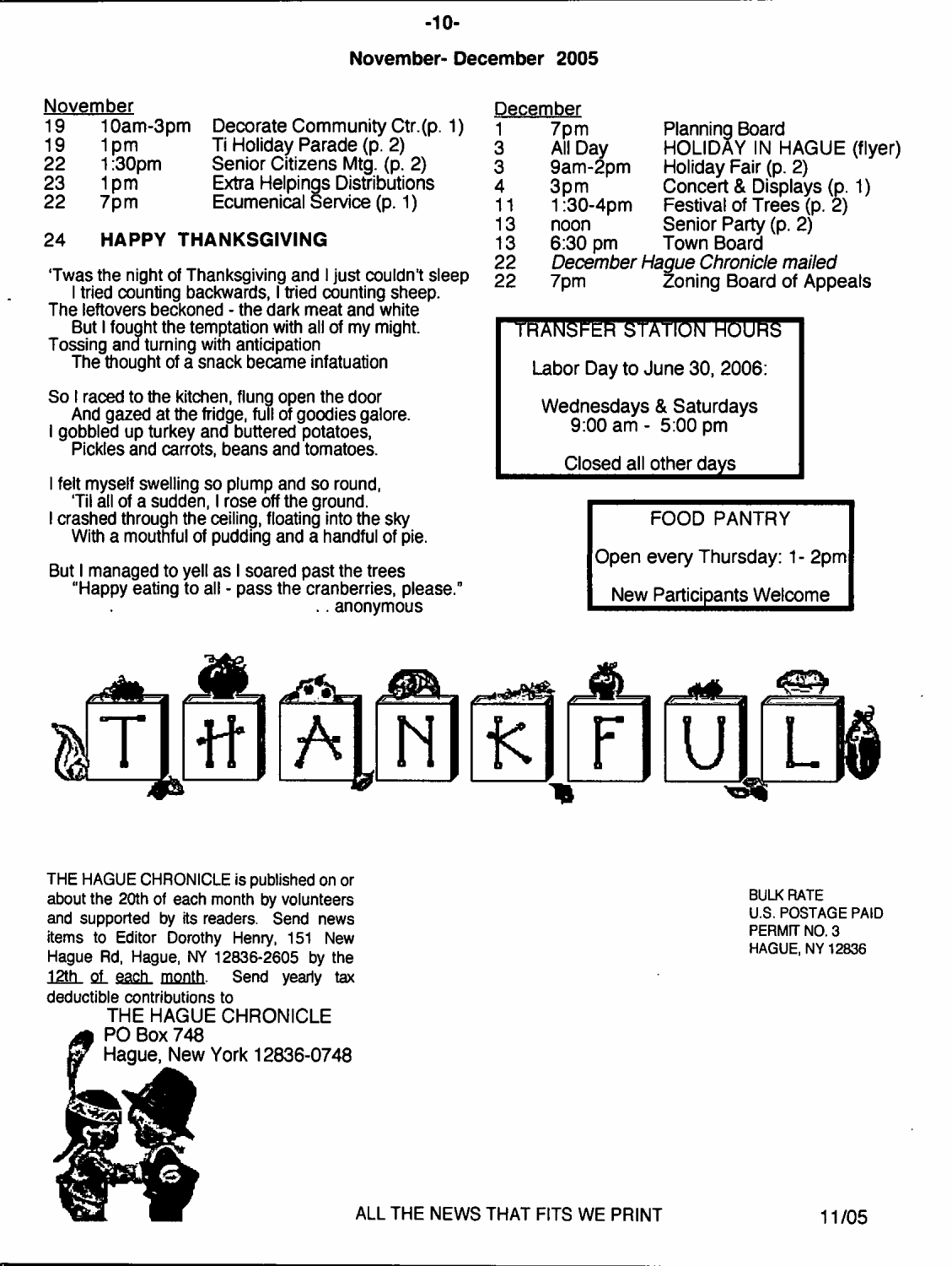## November- December 2005

**November**

| | | |
|---|---|---|
| 19 | 10am-3pm | Decorate Community Ctr.(p. 1) |
| 19 | 1pm | Ti Holiday Parade (p. 2) |
| 22 | 1:30pm | Senior Citizens Mtg. (p. 2) |
| 23 | 1pm | Extra Helpings Distributions |
| 22 | 7pm | Ecumenical Service (p. 1) |

**24 HAPPY THANKSGIVING**

'Twas the night of Thanksgiving and I just couldn't sleep
I tried counting backwards, I tried counting sheep.
The leftovers beckoned - the dark meat and white
But I fought the temptation with all of my might.
Tossing and turning with anticipation
The thought of a snack became infatuation

So I raced to the kitchen, flung open the door
And gazed at the fridge, full of goodies galore.
I gobbled up turkey and buttered potatoes,
Pickles and carrots, beans and tomatoes.

I felt myself swelling so plump and so round,
'Til all of a sudden, I rose off the ground.
I crashed through the ceiling, floating into the sky
With a mouthful of pudding and a handful of pie.

But I managed to yell as I soared past the trees
"Happy eating to all - pass the cranberries, please."
. . anonymous

**December**

| | | |
|---|---|---|
| 1 | 7pm | Planning Board |
| 3 | All Day | HOLIDAY IN HAGUE (flyer) |
| 3 | 9am-2pm | Holiday Fair (p. 2) |
| 4 | 3pm | Concert & Displays (p. 1) |
| 11 | 1:30-4pm | Festival of Trees (p. 2) |
| 13 | noon | Senior Party (p. 2) |
| 13 | 6:30 pm | Town Board |
| 22 | *December Hague Chronicle mailed* | |
| 22 | 7pm | Zoning Board of Appeals |

**TRANSFER STATION HOURS**

Labor Day to June 30, 2006:

Wednesdays & Saturdays
9:00 am - 5:00 pm

Closed all other days

**FOOD PANTRY**

Open every Thursday: 1- 2pm

New Participants Welcome

THANKFUL

THE HAGUE CHRONICLE is published on or about the 20th of each month by volunteers and supported by its readers. Send news items to Editor Dorothy Henry, 151 New Hague Rd, Hague, NY 12836-2605 by the 12th of each month. Send yearly tax deductible contributions to

THE HAGUE CHRONICLE
PO Box 748
Hague, New York 12836-0748

BULK RATE
U.S. POSTAGE PAID
PERMIT NO. 3
HAGUE, NY 12836

ALL THE NEWS THAT FITS WE PRINT

11/05